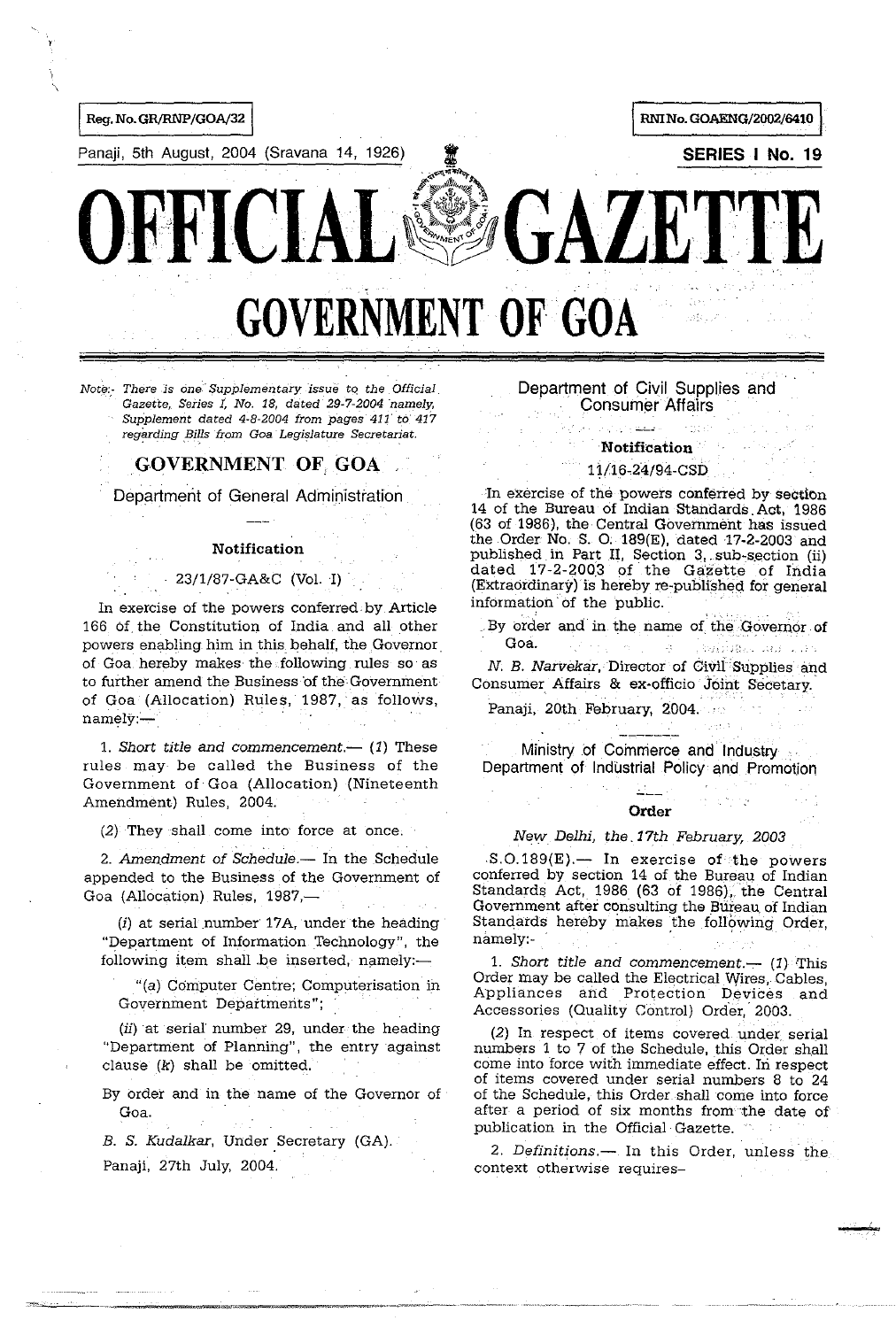Reg. No. GR/RNP/GOA/32

RNI No. GOAENG/2002/6410

Panaji, 5th August, 2004 (Sravana 14, 1926)

**SERIES I No. 19**

# OFFICIAL GAZETTE

# GOVERNMENT OF GOA

*Note:- There is one Supplementary issue to the Official Gazette, Series I, No. 18, dated 29-7-2004 namely, Supplement dated 4-8-2004 from pages 411 to 417 regarding Bills from Goa Legislature Secretariat.*

## GOVERNMENT OF GOA

### Department of General Administration

---

**Notification**

23/1/87-GA&C (Vol. I)

In exercise of the powers conferred by Article 166 of the Constitution of India and all other powers enabling him in this behalf, the Governor of Goa hereby makes the following rules so as to further amend the Business of the Government of Goa (Allocation) Rules, 1987, as follows, namely:—

1. *Short title and commencement.*— (*1*) These rules may be called the Business of the Government of Goa (Allocation) (Nineteenth Amendment) Rules, 2004.

(*2*) They shall come into force at once.

2. *Amendment of Schedule.*— In the Schedule appended to the Business of the Government of Goa (Allocation) Rules, 1987,—

(*i*) at serial number 17A, under the heading "Department of Information Technology", the following item shall be inserted, namely:—

"(*a*) Computer Centre; Computerisation in Government Departments";

(*ii*) at serial number 29, under the heading "Department of Planning", the entry against clause (*k*) shall be omitted.

By order and in the name of the Governor of Goa.

*B. S. Kudalkar*, Under Secretary (GA).

Panaji, 27th July, 2004.

### Department of Civil Supplies and Consumer Affairs

---

**Notification**

11/16-24/94-CSD

In exercise of the powers conferred by section 14 of the Bureau of Indian Standards Act, 1986 (63 of 1986), the Central Government has issued the Order No. S. O. 189(E), dated 17-2-2003 and published in Part II, Section 3, sub-section (ii) dated 17-2-2003 of the Gazette of India (Extraordinary) is hereby re-published for general information of the public.

By order and in the name of the Governor of Goa.

*N. B. Narvekar*, Director of Civil Supplies and Consumer Affairs & ex-officio Joint Secetary.

Panaji, 20th February, 2004.

---

### Ministry of Commerce and Industry
### Department of Industrial Policy and Promotion

---

**Order**

*New Delhi, the 17th February, 2003*

S.O.189(E).— In exercise of the powers conferred by section 14 of the Bureau of Indian Standards Act, 1986 (63 of 1986), the Central Government after consulting the Bureau of Indian Standards hereby makes the following Order, namely:-

1. *Short title and commencement.*— (*1*) This Order may be called the Electrical Wires, Cables, Appliances and Protection Devices and Accessories (Quality Control) Order, 2003.

(*2*) In respect of items covered under serial numbers 1 to 7 of the Schedule, this Order shall come into force with immediate effect. In respect of items covered under serial numbers 8 to 24 of the Schedule, this Order shall come into force after a period of six months from the date of publication in the Official Gazette.

2. *Definitions.*— In this Order, unless the context otherwise requires–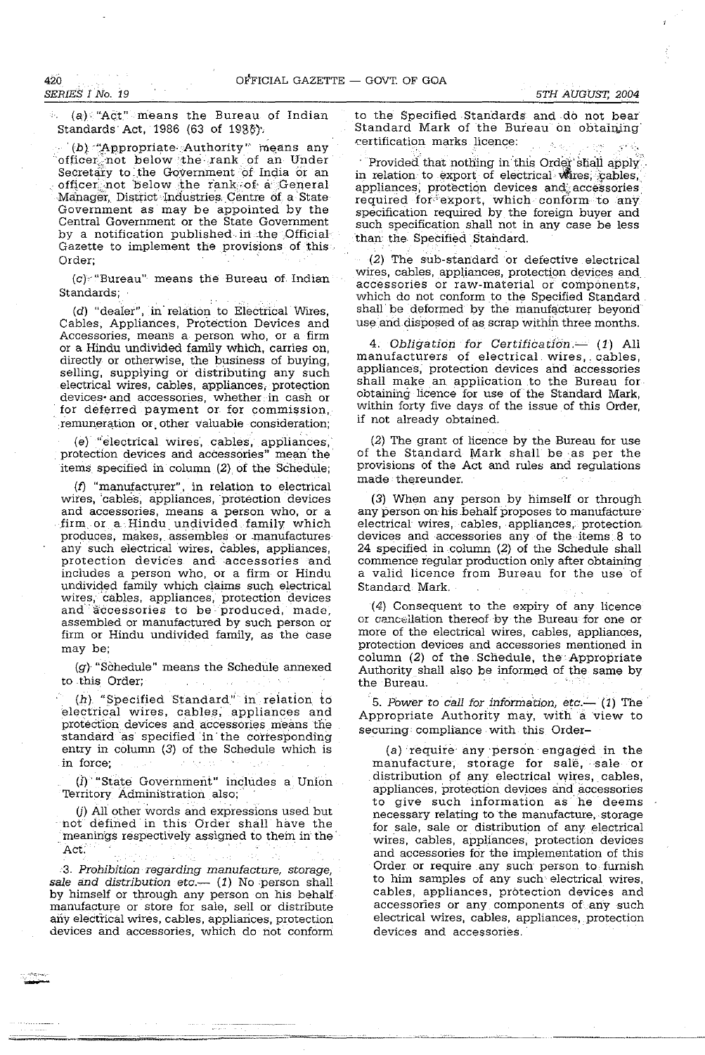(a) "Act" means the Bureau of Indian Standards Act, 1986 (63 of 1986);

(b) "Appropriate Authority" means any officer not below the rank of an Under Secretary to the Government of India or an officer not below the rank of a General Manager, District Industries Centre of a State Government as may be appointed by the Central Government or the State Government by a notification published in the Official Gazette to implement the provisions of this Order;

(c) "Bureau" means the Bureau of Indian Standards;

(d) "dealer", in relation to Electrical Wires, Cables, Appliances, Protection Devices and Accessories, means a person who, or a firm or a Hindu undivided family which, carries on, directly or otherwise, the business of buying, selling, supplying or distributing any such electrical wires, cables, appliances, protection devices and accessories, whether in cash or for deferred payment or for commission, remuneration or other valuable consideration;

(e) "electrical wires, cables, appliances, protection devices and accessories" mean the items specified in column (2) of the Schedule;

(f) "manufacturer", in relation to electrical wires, cables, appliances, protection devices and accessories, means a person who, or a firm or a Hindu undivided family which produces, makes, assembles or manufactures any such electrical wires, cables, appliances, protection devices and accessories and includes a person who, or a firm or Hindu undivided family which claims such electrical wires, cables, appliances, protection devices and accessories to be produced, made, assembled or manufactured by such person or firm or Hindu undivided family, as the case may be;

(g) "Schedule" means the Schedule annexed to this Order;

(h) "Specified Standard" in relation to electrical wires, cables, appliances and protection devices and accessories means the standard as specified in the corresponding entry in column (3) of the Schedule which is in force;

(i) "State Government" includes a Union Territory Administration also;

(j) All other words and expressions used but not defined in this Order shall have the meanings respectively assigned to them in the Act.

3. *Prohibition regarding manufacture, storage, sale and distribution etc.*— (1) No person shall by himself or through any person on his behalf manufacture or store for sale, sell or distribute any electrical wires, cables, appliances, protection devices and accessories, which do not conform to the Specified Standards and do not bear Standard Mark of the Bureau on obtaining certification marks licence:

Provided that nothing in this Order shall apply in relation to export of electrical wires, cables, appliances, protection devices and accessories required for export, which conform to any specification required by the foreign buyer and such specification shall not in any case be less than the Specified Standard.

(2) The sub-standard or defective electrical wires, cables, appliances, protection devices and accessories or raw-material or components, which do not conform to the Specified Standard shall be deformed by the manufacturer beyond use and disposed of as scrap within three months.

4. *Obligation for Certification*.— (1) All manufacturers of electrical wires, cables, appliances, protection devices and accessories shall make an application to the Bureau for obtaining licence for use of the Standard Mark, within forty five days of the issue of this Order, if not already obtained.

(2) The grant of licence by the Bureau for use of the Standard Mark shall be as per the provisions of the Act and rules and regulations made thereunder.

(3) When any person by himself or through any person on his behalf proposes to manufacture electrical wires, cables, appliances, protection devices and accessories any of the items 8 to 24 specified in column (2) of the Schedule shall commence regular production only after obtaining a valid licence from Bureau for the use of Standard Mark.

(4) Consequent to the expiry of any licence or cancellation thereof by the Bureau for one or more of the electrical wires, cables, appliances, protection devices and accessories mentioned in column (2) of the Schedule, the Appropriate Authority shall also be informed of the same by the Bureau.

5. *Power to call for information, etc.*— (1) The Appropriate Authority may, with a view to securing compliance with this Order–

(a) require any person engaged in the manufacture, storage for sale, sale or distribution of any electrical wires, cables, appliances, protection devices and accessories to give such information as he deems necessary relating to the manufacture, storage for sale, sale or distribution of any electrical wires, cables, appliances, protection devices and accessories for the implementation of this Order or require any such person to furnish to him samples of any such electrical wires, cables, appliances, protection devices and accessories or any components of any such electrical wires, cables, appliances, protection devices and accessories.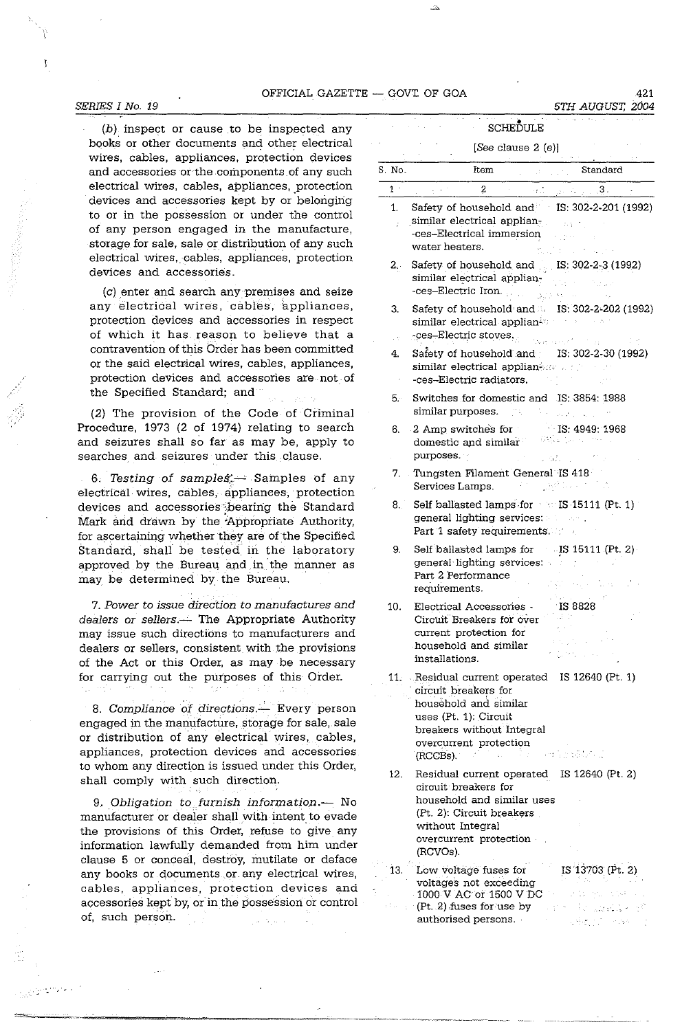(b) inspect or cause to be inspected any books or other documents and other electrical wires, cables, appliances, protection devices and accessories or the components of any such electrical wires, cables, appliances, protection devices and accessories kept by or belonging to or in the possession or under the control of any person engaged in the manufacture, storage for sale, sale or distribution of any such electrical wires, cables, appliances, protection devices and accessories.

(c) enter and search any premises and seize any electrical wires, cables, appliances, protection devices and accessories in respect of which it has reason to believe that a contravention of this Order has been committed or the said electrical wires, cables, appliances, protection devices and accessories are not of the Specified Standard; and

(2) The provision of the Code of Criminal Procedure, 1973 (2 of 1974) relating to search and seizures shall so far as may be, apply to searches and seizures under this clause.

6. *Testing of samples.*— Samples of any electrical wires, cables, appliances, protection devices and accessories bearing the Standard Mark and drawn by the Appropriate Authority, for ascertaining whether they are of the Specified Standard, shall be tested in the laboratory approved by the Bureau and in the manner as may be determined by the Bureau.

7. *Power to issue direction to manufactures and dealers or sellers.*— The Appropriate Authority may issue such directions to manufacturers and dealers or sellers, consistent with the provisions of the Act or this Order, as may be necessary for carrying out the purposes of this Order.

8. *Compliance of directions.*— Every person engaged in the manufacture, storage for sale, sale or distribution of any electrical wires, cables, appliances, protection devices and accessories to whom any direction is issued under this Order, shall comply with such direction.

9. *Obligation to furnish information.*— No manufacturer or dealer shall with intent to evade the provisions of this Order, refuse to give any information lawfully demanded from him under clause 5 or conceal, destroy, mutilate or deface any books or documents or any electrical wires, cables, appliances, protection devices and accessories kept by, or in the possession or control of, such person.

## SCHEDULE

[*See* clause 2 (e)]

| S. No. | Item | Standard |
|---|---|---|
| 1 | 2 | 3 |
| 1. | Safety of household and similar electrical appliances–Electrical immersion water heaters. | IS: 302-2-201 (1992) |
| 2. | Safety of household and similar electrical appliances–Electric Iron. | IS: 302-2-3 (1992) |
| 3. | Safety of household and similar electrical appliances–Electric stoves. | IS: 302-2-202 (1992) |
| 4. | Safety of household and similar electrical appliances–Electric radiators. | IS: 302-2-30 (1992) |
| 5. | Switches for domestic and similar purposes. | IS: 3854: 1988 |
| 6. | 2 Amp switches for domestic and similar purposes. | IS: 4949: 1968 |
| 7. | Tungsten Filament General Services Lamps. | IS 418 |
| 8. | Self ballasted lamps for general lighting services: Part 1 safety requirements. | IS 15111 (Pt. 1) |
| 9. | Self ballasted lamps for general lighting services: Part 2 Performance requirements. | IS 15111 (Pt. 2) |
| 10. | Electrical Accessories - Circuit Breakers for over current protection for household and similar installations. | IS 8828 |
| 11. | Residual current operated circuit breakers for household and similar uses (Pt. 1): Circuit breakers without Integral overcurrent protection (RCCBs). | IS 12640 (Pt. 1) |
| 12. | Residual current operated circuit breakers for household and similar uses (Pt. 2): Circuit breakers without Integral overcurrent protection (RCVOs). | IS 12640 (Pt. 2) |
| 13. | Low voltage fuses for voltages not exceeding 1000 V AC or 1500 V DC (Pt. 2) fuses for use by authorised persons. | IS 13703 (Pt. 2) |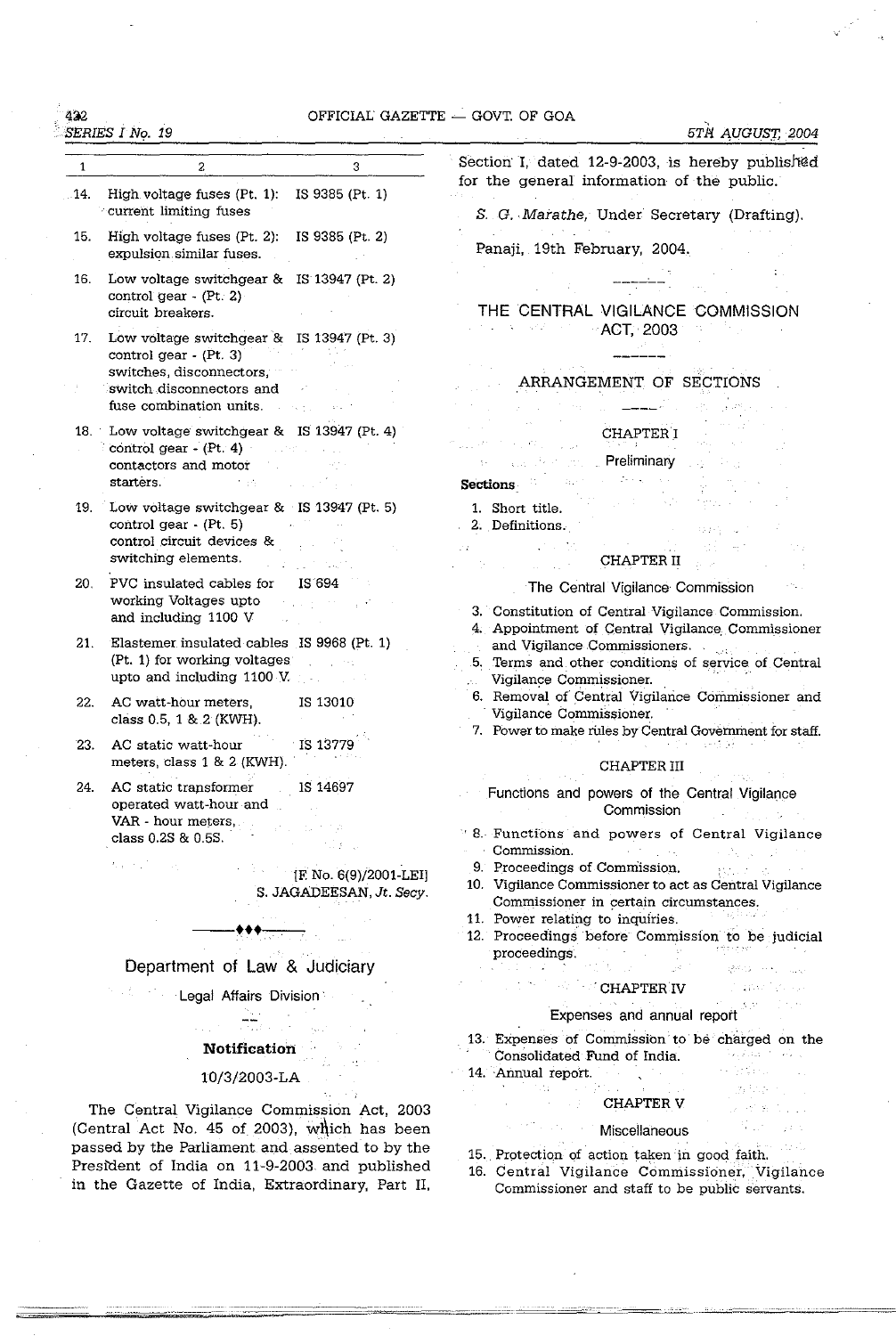| 1 | 2 | 3 |
|---|---|---|
| 14. | High voltage fuses (Pt. 1): current limiting fuses | IS 9385 (Pt. 1) |
| 15. | High voltage fuses (Pt. 2): expulsion similar fuses. | IS 9385 (Pt. 2) |
| 16. | Low voltage switchgear & control gear - (Pt. 2) circuit breakers. | IS 13947 (Pt. 2) |
| 17. | Low voltage switchgear & control gear - (Pt. 3) switches, disconnectors, switch disconnectors and fuse combination units. | IS 13947 (Pt. 3) |
| 18. | Low voltage switchgear & control gear - (Pt. 4) contactors and motor starters. | IS 13947 (Pt. 4) |
| 19. | Low voltage switchgear & control gear - (Pt. 5) control circuit devices & switching elements. | IS 13947 (Pt. 5) |
| 20. | PVC insulated cables for working Voltages upto and including 1100 V | IS 694 |
| 21. | Elastemer insulated cables (Pt. 1) for working voltages upto and including 1100 V. | IS 9968 (Pt. 1) |
| 22. | AC watt-hour meters, class 0.5, 1 & 2 (KWH). | IS 13010 |
| 23. | AC static watt-hour meters, class 1 & 2 (KWH). | IS 13779 |
| 24. | AC static transformer operated watt-hour and VAR - hour meters, class 0.2S & 0.5S. | IS 14697 |

[F. No. 6(9)/2001-LEI]
S. JAGADEESAN, *Jt. Secy.*

---

## Department of Law & Judiciary

### Legal Affairs Division

**Notification**

10/3/2003-LA

The Central Vigilance Commission Act, 2003 (Central Act No. 45 of 2003), which has been passed by the Parliament and assented to by the President of India on 11-9-2003 and published in the Gazette of India, Extraordinary, Part II, Section I, dated 12-9-2003, is hereby published for the general information of the public.

*S. G. Marathe*, Under Secretary (Drafting).

Panaji, 19th February, 2004.

---

## THE CENTRAL VIGILANCE COMMISSION ACT, 2003

### ARRANGEMENT OF SECTIONS

CHAPTER I

Preliminary

**Sections**

1. Short title.
2. Definitions.

CHAPTER II

The Central Vigilance Commission

3. Constitution of Central Vigilance Commission.
4. Appointment of Central Vigilance Commissioner and Vigilance Commissioners.
5. Terms and other conditions of service of Central Vigilance Commissioner.
6. Removal of Central Vigilance Commissioner and Vigilance Commissioner.
7. Power to make rules by Central Government for staff.

CHAPTER III

Functions and powers of the Central Vigilance Commission

8. Functions and powers of Central Vigilance Commission.
9. Proceedings of Commission.
10. Vigilance Commissioner to act as Central Vigilance Commissioner in certain circumstances.
11. Power relating to inquiries.
12. Proceedings before Commission to be judicial proceedings.

CHAPTER IV

Expenses and annual report

13. Expenses of Commission to be charged on the Consolidated Fund of India.
14. Annual report.

CHAPTER V

Miscellaneous

15. Protection of action taken in good faith.
16. Central Vigilance Commissioner, Vigilance Commissioner and staff to be public servants.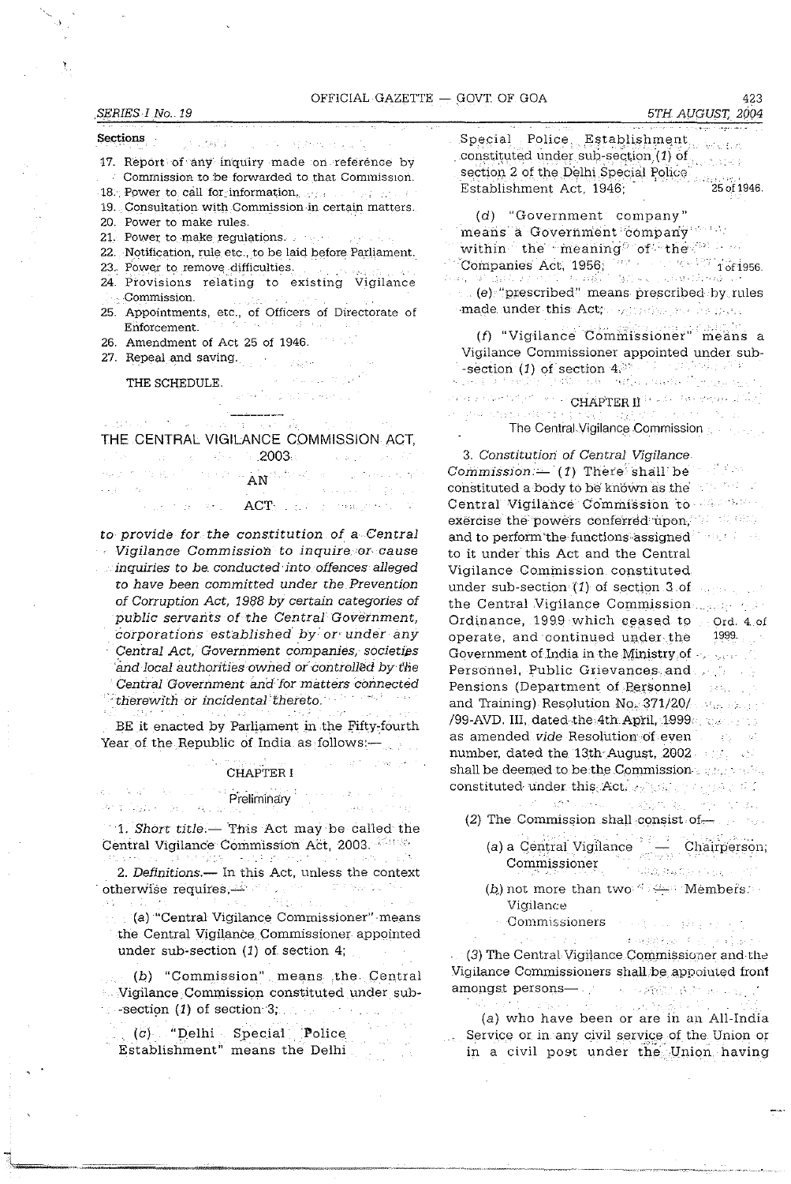Sections

17. Report of any inquiry made on reference by Commission to be forwarded to that Commission.
18. Power to call for information.
19. Consultation with Commission in certain matters.
20. Power to make rules.
21. Power to make regulations.
22. Notification, rule etc., to be laid before Parliament.
23. Power to remove difficulties.
24. Provisions relating to existing Vigilance Commission.
25. Appointments, etc., of Officers of Directorate of Enforcement.
26. Amendment of Act 25 of 1946.
27. Repeal and saving.

THE SCHEDULE.

---

# THE CENTRAL VIGILANCE COMMISSION ACT, 2003

## AN ACT

*to provide for the constitution of a Central Vigilance Commission to inquire or cause inquiries to be conducted into offences alleged to have been committed under the Prevention of Corruption Act, 1988 by certain categories of public servants of the Central Government, corporations established by or under any Central Act, Government companies, societies and local authorities owned or controlled by the Central Government and for matters connected therewith or incidental thereto.*

BE it enacted by Parliament in the Fifty-fourth Year of the Republic of India as follows:—

### CHAPTER I

#### Preliminary

1. *Short title.*— This Act may be called the Central Vigilance Commission Act, 2003.

2. *Definitions.*— In this Act, unless the context otherwise requires,—

(a) "Central Vigilance Commissioner" means the Central Vigilance Commissioner appointed under sub-section (1) of section 4;

(b) "Commission" means the Central Vigilance Commission constituted under sub-section (1) of section 3;

(c) "Delhi Special Police Establishment" means the Delhi Special Police Establishment constituted under sub-section (1) of section 2 of the Delhi Special Police Establishment Act, 1946; 25 of 1946.

(d) "Government company" means a Government company within the meaning of the Companies Act, 1956; 1 of 1956.

(e) "prescribed" means prescribed by rules made under this Act;

(f) "Vigilance Commissioner" means a Vigilance Commissioner appointed under sub-section (1) of section 4.

### CHAPTER II

#### The Central Vigilance Commission

3. *Constitution of Central Vigilance Commission.*— (1) There shall be constituted a body to be known as the Central Vigilance Commission to exercise the powers conferred upon, and to perform the functions assigned to it under this Act and the Central Vigilance Commission constituted under sub-section (1) of section 3 of the Central Vigilance Commission Ordinance, 1999 which ceased to operate, and continued under the Government of India in the Ministry of Personnel, Public Grievances and Pensions (Department of Personnel and Training) Resolution No. 371/20/ /99-AVD. III, dated the 4th April, 1999 as amended *vide* Resolution of even number, dated the 13th August, 2002 shall be deemed to be the Commission constituted under this Act. Ord. 4 of 1999.

(2) The Commission shall consist of—

(a) a Central Vigilance Commissioner — Chairperson;

(b) not more than two Vigilance Commissioners — Members.

(3) The Central Vigilance Commissioner and the Vigilance Commissioners shall be appointed from amongst persons—

(a) who have been or are in an All-India Service or in any civil service of the Union or in a civil post under the Union having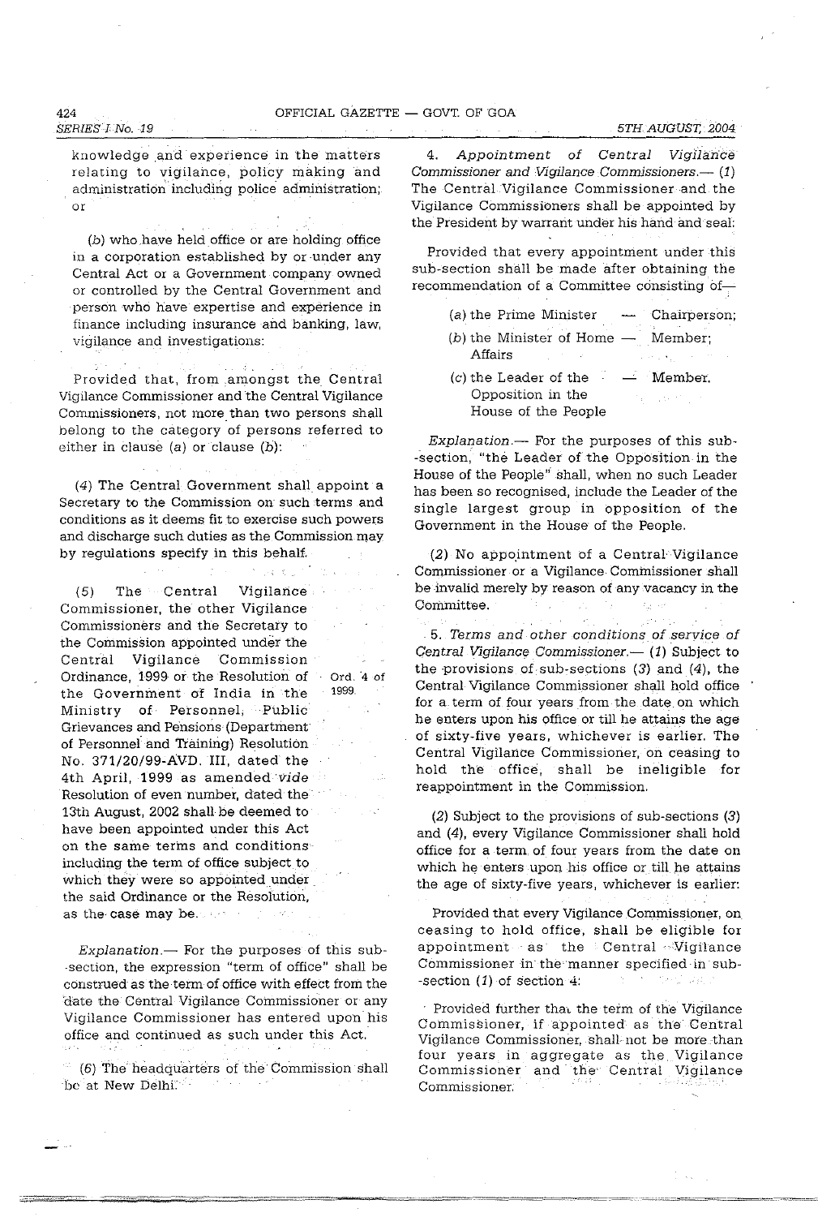knowledge and experience in the matters relating to vigilance, policy making and administration including police administration; or

(*b*) who have held office or are holding office in a corporation established by or under any Central Act or a Government company owned or controlled by the Central Government and person who have expertise and experience in finance including insurance and banking, law, vigilance and investigations:

Provided that, from amongst the Central Vigilance Commissioner and the Central Vigilance Commissioners, not more than two persons shall belong to the category of persons referred to either in clause (*a*) or clause (*b*):

(*4*) The Central Government shall appoint a Secretary to the Commission on such terms and conditions as it deems fit to exercise such powers and discharge such duties as the Commission may by regulations specify in this behalf.

(*5*) The Central Vigilance Commissioner, the other Vigilance Commissioners and the Secretary to the Commission appointed under the Central Vigilance Commission Ordinance, 1999 or the Resolution of the Government of India in the Ministry of Personnel, Public Grievances and Pensions (Department of Personnel and Training) Resolution No. 371/20/99-AVD. III, dated the 4th April, 1999 as amended *vide* Resolution of even number, dated the 13th August, 2002 shall be deemed to have been appointed under this Act on the same terms and conditions including the term of office subject to which they were so appointed under the said Ordinance or the Resolution, as the case may be. Ord. 4 of 1999.

*Explanation*.— For the purposes of this sub-section, the expression "term of office" shall be construed as the term of office with effect from the date the Central Vigilance Commissioner or any Vigilance Commissioner has entered upon his office and continued as such under this Act.

(*6*) The headquarters of the Commission shall be at New Delhi.

4. *Appointment of Central Vigilance Commissioner and Vigilance Commissioners*.— (*1*) The Central Vigilance Commissioner and the Vigilance Commissioners shall be appointed by the President by warrant under his hand and seal:

Provided that every appointment under this sub-section shall be made after obtaining the recommendation of a Committee consisting of—

(*a*) the Prime Minister — Chairperson;

(*b*) the Minister of Home Affairs — Member;

(*c*) the Leader of the Opposition in the House of the People — Member.

*Explanation*.— For the purposes of this sub-section, "the Leader of the Opposition in the House of the People" shall, when no such Leader has been so recognised, include the Leader of the single largest group in opposition of the Government in the House of the People.

(*2*) No appointment of a Central Vigilance Commissioner or a Vigilance Commissioner shall be invalid merely by reason of any vacancy in the Committee.

5. *Terms and other conditions of service of Central Vigilance Commissioner*.— (*1*) Subject to the provisions of sub-sections (*3*) and (*4*), the Central Vigilance Commissioner shall hold office for a term of four years from the date on which he enters upon his office or till he attains the age of sixty-five years, whichever is earlier. The Central Vigilance Commissioner, on ceasing to hold the office, shall be ineligible for reappointment in the Commission.

(*2*) Subject to the provisions of sub-sections (*3*) and (*4*), every Vigilance Commissioner shall hold office for a term of four years from the date on which he enters upon his office or till he attains the age of sixty-five years, whichever is earlier:

Provided that every Vigilance Commissioner, on ceasing to hold office, shall be eligible for appointment as the Central Vigilance Commissioner in the manner specified in sub-section (*1*) of section 4:

Provided further that the term of the Vigilance Commissioner, if appointed as the Central Vigilance Commissioner, shall not be more than four years in aggregate as the Vigilance Commissioner and the Central Vigilance Commissioner.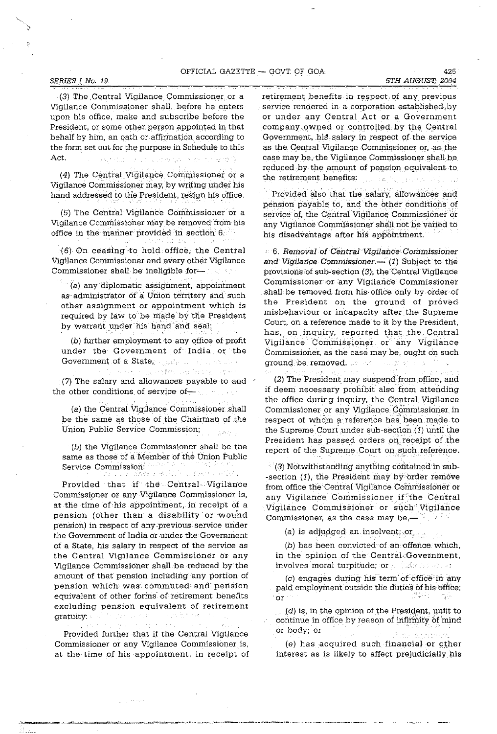(3) The Central Vigilance Commissioner or a Vigilance Commissioner shall, before he enters upon his office, make and subscribe before the President, or some other person appointed in that behalf by him, an oath or affirmation according to the form set out for the purpose in Schedule to this Act.

(4) The Central Vigilance Commissioner or a Vigilance Commissioner may, by writing under his hand addressed to the President, resign his office.

(5) The Central Vigilance Commissioner or a Vigilance Commissioner may be removed from his office in the manner provided in section 6.

(6) On ceasing to hold office, the Central Vigilance Commissioner and every other Vigilance Commissioner shall be ineligible for—

(a) any diplomatic assignment, appointment as administrator of a Union territory and such other assignment or appointment which is required by law to be made by the President by warrant under his hand and seal;

(b) further employment to any office of profit under the Government of India or the Government of a State.

(7) The salary and allowances payable to and the other conditions of service of—

(a) the Central Vigilance Commissioner shall be the same as those of the Chairman of the Union Public Service Commission;

(b) the Vigilance Commissioner shall be the same as those of a Member of the Union Public Service Commission:

Provided that if the Central Vigilance Commissioner or any Vigilance Commissioner is, at the time of his appointment, in receipt of a pension (other than a disability or wound pension) in respect of any previous service under the Government of India or under the Government of a State, his salary in respect of the service as the Central Vigilance Commissioner or any Vigilance Commissioner shall be reduced by the amount of that pension including any portion of pension which was commuted and pension equivalent of other forms of retirement benefits excluding pension equivalent of retirement gratuity:

Provided further that if the Central Vigilance Commissioner or any Vigilance Commissioner is, at the time of his appointment, in receipt of retirement benefits in respect of any previous service rendered in a corporation established by or under any Central Act or a Government company owned or controlled by the Central Government, his salary in respect of the service as the Central Vigilance Commissioner or, as the case may be, the Vigilance Commissioner shall be reduced by the amount of pension equivalent to the retirement benefits:

Provided also that the salary, allowances and pension payable to, and the other conditions of service of, the Central Vigilance Commissioner or any Vigilance Commissioner shall not be varied to his disadvantage after his appointment.

6. *Removal of Central Vigilance Commissioner and Vigilance Commissioner.*— (1) Subject to the provisions of sub-section (3), the Central Vigilance Commissioner or any Vigilance Commissioner shall be removed from his office only by order of the President on the ground of proved misbehaviour or incapacity after the Supreme Court, on a reference made to it by the President, has, on inquiry, reported that the Central Vigilance Commissioner or any Vigilance Commissioner, as the case may be, ought on such ground be removed.

(2) The President may suspend from office, and if deem necessary prohibit also from attending the office during inquiry, the Central Vigilance Commissioner or any Vigilance Commissioner in respect of whom a reference has been made to the Supreme Court under sub-section (1) until the President has passed orders on receipt of the report of the Supreme Court on such reference.

(3) Notwithstanding anything contained in sub-section (1), the President may by order remove from office the Central Vigilance Commissioner or any Vigilance Commissioner if the Central Vigilance Commissioner or such Vigilance Commissioner, as the case may be,—

(a) is adjudged an insolvent; or

(b) has been convicted of an offence which, in the opinion of the Central Government, involves moral turpitude; or

(c) engages during his term of office in any paid employment outside the duties of his office; or

(d) is, in the opinion of the President, unfit to continue in office by reason of infirmity of mind or body; or

(e) has acquired such financial or other interest as is likely to affect prejudicially his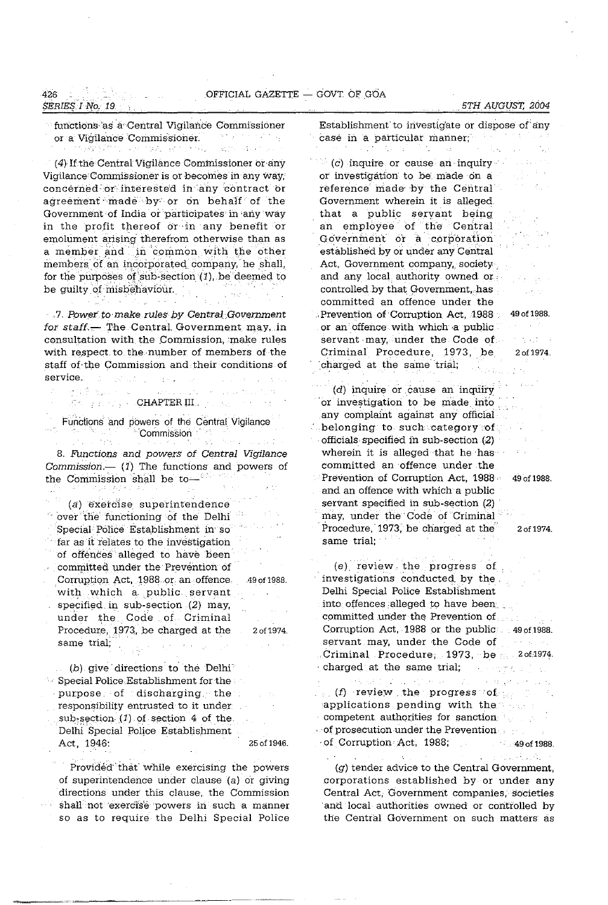functions as a Central Vigilance Commissioner or a Vigilance Commissioner.

(4) If the Central Vigilance Commissioner or any Vigilance Commissioner is or becomes in any way, concerned or interested in any contract or agreement made by or on behalf of the Government of India or participates in any way in the profit thereof or in any benefit or emolument arising therefrom otherwise than as a member and in common with the other members of an incorporated company, he shall, for the purposes of sub-section (1), be deemed to be guilty of misbehaviour.

7. *Power to make rules by Central Government for staff.*— The Central Government may, in consultation with the Commission, make rules with respect to the number of members of the staff of the Commission and their conditions of service.

## CHAPTER III

### Functions and powers of the Central Vigilance Commission

8. *Functions and powers of Central Vigilance Commission.*— (1) The functions and powers of the Commission shall be to—

(a) exercise superintendence over the functioning of the Delhi Special Police Establishment in so far as it relates to the investigation of offences alleged to have been committed under the Prevention of Corruption Act, 1988 or an offence with which a public servant specified in sub-section (2) may, under the Code of Criminal Procedure, 1973, be charged at the same trial; 49 of 1988. 2 of 1974.

(b) give directions to the Delhi Special Police Establishment for the purpose of discharging the responsibility entrusted to it under sub-section (1) of section 4 of the Delhi Special Police Establishment Act, 1946: 25 of 1946.

Provided that while exercising the powers of superintendence under clause (a) or giving directions under this clause, the Commission shall not exercise powers in such a manner so as to require the Delhi Special Police Establishment to investigate or dispose of any case in a particular manner;

(c) inquire or cause an inquiry or investigation to be made on a reference made by the Central Government wherein it is alleged that a public servant being an employee of the Central Government or a corporation established by or under any Central Act, Government company, society and any local authority owned or controlled by that Government, has committed an offence under the Prevention of Corruption Act, 1988 or an offence with which a public servant may, under the Code of Criminal Procedure, 1973, be charged at the same trial; 49 of 1988. 2 of 1974.

(d) inquire or cause an inquiry or investigation to be made into any complaint against any official belonging to such category of officials specified in sub-section (2) wherein it is alleged that he has committed an offence under the Prevention of Corruption Act, 1988 and an offence with which a public servant specified in sub-section (2) may, under the Code of Criminal Procedure, 1973, be charged at the same trial; 49 of 1988. 2 of 1974.

(e) review the progress of investigations conducted by the Delhi Special Police Establishment into offences alleged to have been committed under the Prevention of Corruption Act, 1988 or the public servant may, under the Code of Criminal Procedure, 1973, be charged at the same trial; 49 of 1988. 2 of 1974.

(f) review the progress of applications pending with the competent authorities for sanction of prosecution under the Prevention of Corruption Act, 1988; 49 of 1988.

(g) tender advice to the Central Government, corporations established by or under any Central Act, Government companies, societies and local authorities owned or controlled by the Central Government on such matters as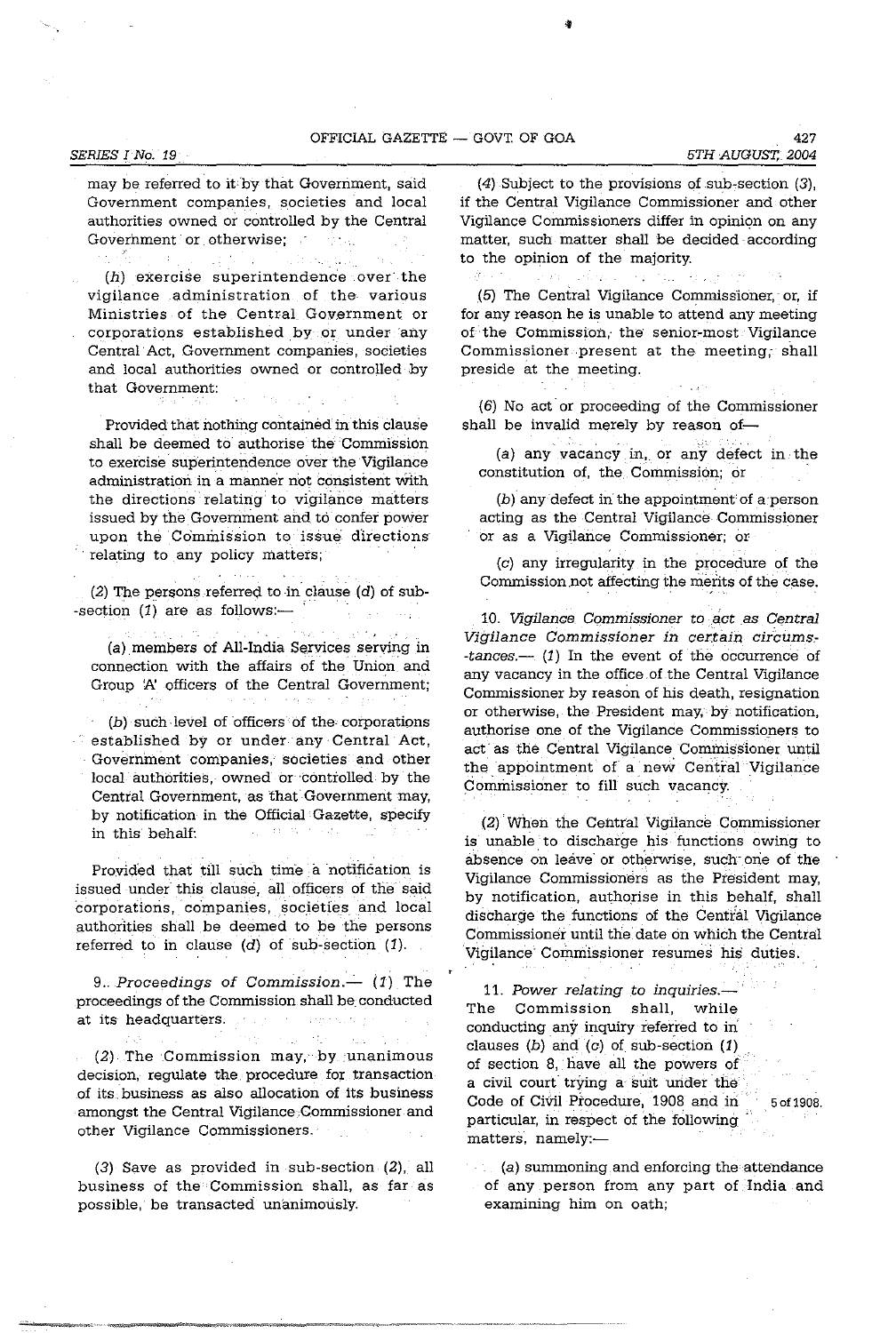may be referred to it by that Government, said Government companies, societies and local authorities owned or controlled by the Central Government or otherwise;

(h) exercise superintendence over the vigilance administration of the various Ministries of the Central Government or corporations established by or under any Central Act, Government companies, societies and local authorities owned or controlled by that Government:

Provided that nothing contained in this clause shall be deemed to authorise the Commission to exercise superintendence over the Vigilance administration in a manner not consistent with the directions relating to vigilance matters issued by the Government and to confer power upon the Commission to issue directions relating to any policy matters;

(2) The persons referred to in clause (d) of sub-section (1) are as follows:—

(a) members of All-India Services serving in connection with the affairs of the Union and Group 'A' officers of the Central Government;

(b) such level of officers of the corporations established by or under any Central Act, Government companies, societies and other local authorities, owned or controlled by the Central Government, as that Government may, by notification in the Official Gazette, specify in this behalf:

Provided that till such time a notification is issued under this clause, all officers of the said corporations, companies, societies and local authorities shall be deemed to be the persons referred to in clause (d) of sub-section (1).

9. *Proceedings of Commission.*— (1) The proceedings of the Commission shall be conducted at its headquarters.

(2) The Commission may, by unanimous decision, regulate the procedure for transaction of its business as also allocation of its business amongst the Central Vigilance Commissioner and other Vigilance Commissioners.

(3) Save as provided in sub-section (2), all business of the Commission shall, as far as possible, be transacted unanimously.

(4) Subject to the provisions of sub-section (3), if the Central Vigilance Commissioner and other Vigilance Commissioners differ in opinion on any matter, such matter shall be decided according to the opinion of the majority.

(5) The Central Vigilance Commissioner, or, if for any reason he is unable to attend any meeting of the Commission, the senior-most Vigilance Commissioner present at the meeting, shall preside at the meeting.

(6) No act or proceeding of the Commissioner shall be invalid merely by reason of—

(a) any vacancy in, or any defect in the constitution of, the Commission; or

(b) any defect in the appointment of a person acting as the Central Vigilance Commissioner or as a Vigilance Commissioner; or

(c) any irregularity in the procedure of the Commission not affecting the merits of the case.

10. *Vigilance Commissioner to act as Central Vigilance Commissioner in certain circumstances.*— (1) In the event of the occurrence of any vacancy in the office of the Central Vigilance Commissioner by reason of his death, resignation or otherwise, the President may, by notification, authorise one of the Vigilance Commissioners to act as the Central Vigilance Commissioner until the appointment of a new Central Vigilance Commissioner to fill such vacancy.

(2) When the Central Vigilance Commissioner is unable to discharge his functions owing to absence on leave or otherwise, such one of the Vigilance Commissioners as the President may, by notification, authorise in this behalf, shall discharge the functions of the Central Vigilance Commissioner until the date on which the Central Vigilance Commissioner resumes his duties.

11. *Power relating to inquiries.*— The Commission shall, while conducting any inquiry referred to in clauses (b) and (c) of sub-section (1) of section 8, have all the powers of a civil court trying a suit under the Code of Civil Procedure, 1908 and in particular, in respect of the following matters, namely:— 5 of 1908.

(a) summoning and enforcing the attendance of any person from any part of India and examining him on oath;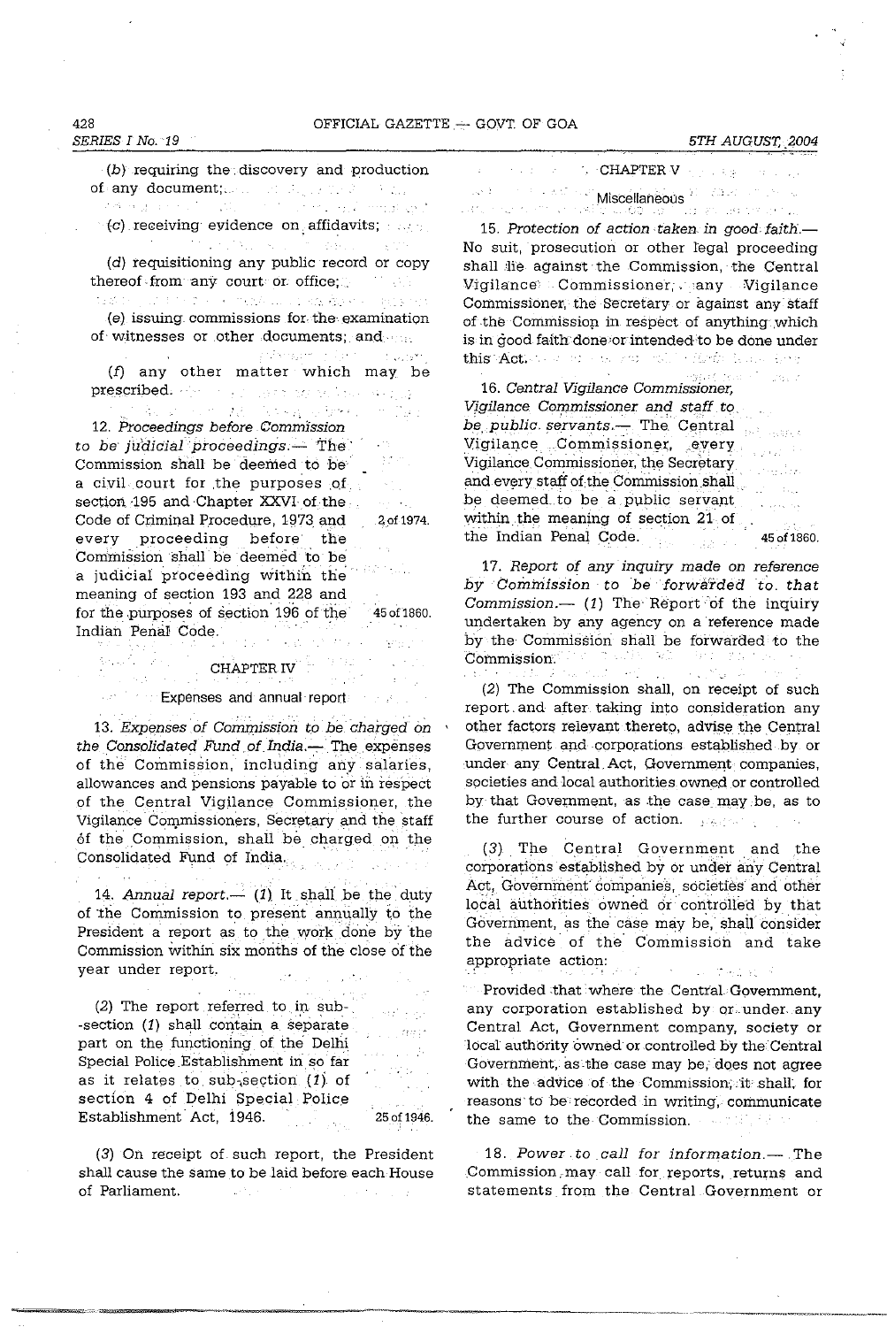(b) requiring the discovery and production of any document;

(c) receiving evidence on affidavits;

(d) requisitioning any public record or copy thereof from any court or office;

(e) issuing commissions for the examination of witnesses or other documents; and

(f) any other matter which may be prescribed.

12. *Proceedings before Commission to be judicial proceedings.*— The Commission shall be deemed to be a civil court for the purposes of section 195 and Chapter XXVI of the Code of Criminal Procedure, 1973 and every proceeding before the Commission shall be deemed to be a judicial proceeding within the meaning of section 193 and 228 and for the purposes of section 196 of the Indian Penal Code.

2 of 1974.

45 of 1860.

## CHAPTER IV

### Expenses and annual report

13. *Expenses of Commission to be charged on the Consolidated Fund of India.*— The expenses of the Commission, including any salaries, allowances and pensions payable to or in respect of the Central Vigilance Commissioner, the Vigilance Commissioners, Secretary and the staff of the Commission, shall be charged on the Consolidated Fund of India.

14. *Annual report.*— (1) It shall be the duty of the Commission to present annually to the President a report as to the work done by the Commission within six months of the close of the year under report.

(2) The report referred to in sub-section (1) shall contain a separate part on the functioning of the Delhi Special Police Establishment in so far as it relates to sub-section (1) of section 4 of Delhi Special Police Establishment Act, 1946.

25 of 1946.

(3) On receipt of such report, the President shall cause the same to be laid before each House of Parliament.

## CHAPTER V

### Miscellaneous

15. *Protection of action taken in good faith.*— No suit, prosecution or other legal proceeding shall lie against the Commission, the Central Vigilance Commissioner, any Vigilance Commissioner, the Secretary or against any staff of the Commission in respect of anything which is in good faith done or intended to be done under this Act.

16. *Central Vigilance Commissioner, Vigilance Commissioner and staff to be public servants.*— The Central Vigilance Commissioner, every Vigilance Commissioner, the Secretary and every staff of the Commission shall be deemed to be a public servant within the meaning of section 21 of the Indian Penal Code.

45 of 1860.

17. *Report of any inquiry made on reference by Commission to be forwarded to that Commission.*— (1) The Report of the inquiry undertaken by any agency on a reference made by the Commission shall be forwarded to the Commission.

(2) The Commission shall, on receipt of such report and after taking into consideration any other factors relevant thereto, advise the Central Government and corporations established by or under any Central Act, Government companies, societies and local authorities owned or controlled by that Government, as the case may be, as to the further course of action.

(3) The Central Government and the corporations established by or under any Central Act, Government companies, societies and other local authorities owned or controlled by that Government, as the case may be, shall consider the advice of the Commission and take appropriate action:

Provided that where the Central Government, any corporation established by or under any Central Act, Government company, society or local authority owned or controlled by the Central Government, as the case may be, does not agree with the advice of the Commission, it shall, for reasons to be recorded in writing, communicate the same to the Commission.

18. *Power to call for information.*— The Commission may call for reports, returns and statements from the Central Government or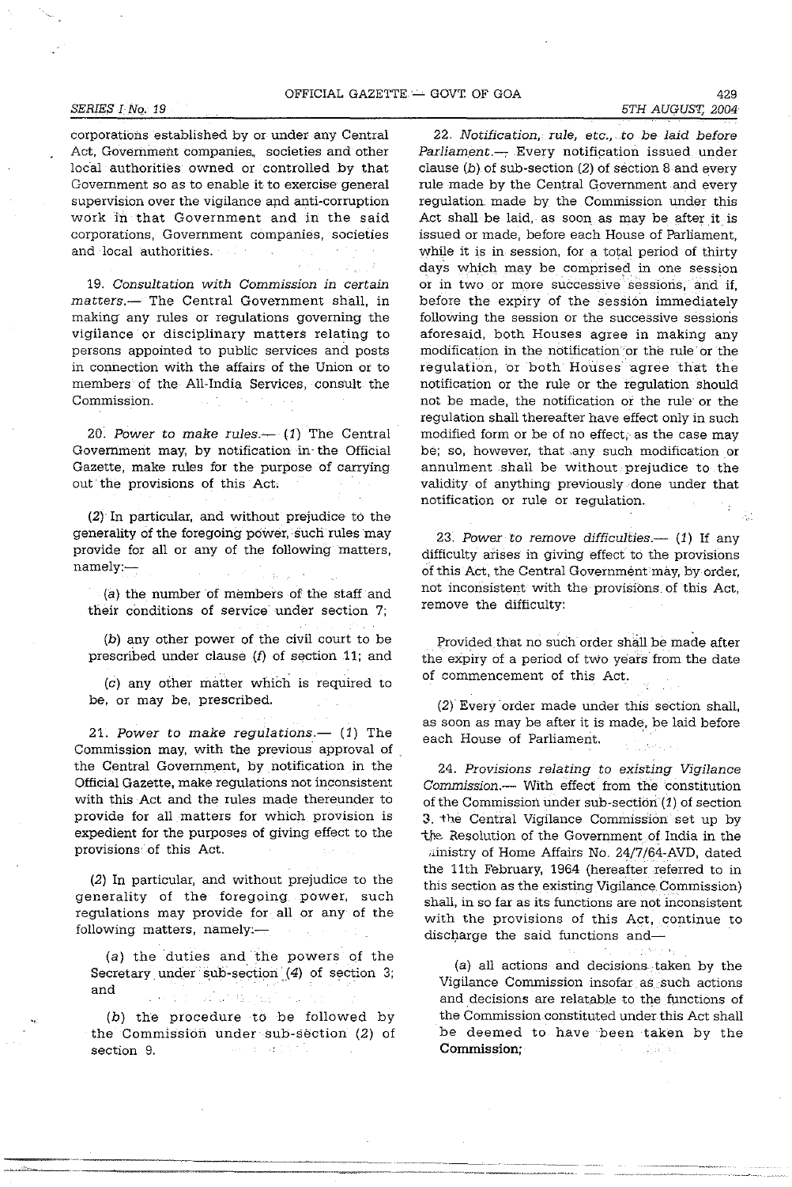corporations established by or under any Central Act, Government companies, societies and other local authorities owned or controlled by that Government so as to enable it to exercise general supervision over the vigilance and anti-corruption work in that Government and in the said corporations, Government companies, societies and local authorities.

19. *Consultation with Commission in certain matters.*— The Central Government shall, in making any rules or regulations governing the vigilance or disciplinary matters relating to persons appointed to public services and posts in connection with the affairs of the Union or to members of the All-India Services, consult the Commission.

20. *Power to make rules.*— (1) The Central Government may, by notification in the Official Gazette, make rules for the purpose of carrying out the provisions of this Act.

(2) In particular, and without prejudice to the generality of the foregoing power, such rules may provide for all or any of the following matters, namely:—

(a) the number of members of the staff and their conditions of service under section 7;

(b) any other power of the civil court to be prescribed under clause (f) of section 11; and

(c) any other matter which is required to be, or may be, prescribed.

21. *Power to make regulations.*— (1) The Commission may, with the previous approval of the Central Government, by notification in the Official Gazette, make regulations not inconsistent with this Act and the rules made thereunder to provide for all matters for which provision is expedient for the purposes of giving effect to the provisions of this Act.

(2) In particular, and without prejudice to the generality of the foregoing power, such regulations may provide for all or any of the following matters, namely:—

(a) the duties and the powers of the Secretary under sub-section (4) of section 3; and

(b) the procedure to be followed by the Commission under sub-section (2) of section 9.

22. *Notification, rule, etc., to be laid before Parliament.*— Every notification issued under clause (b) of sub-section (2) of section 8 and every rule made by the Central Government and every regulation made by the Commission under this Act shall be laid, as soon as may be after it is issued or made, before each House of Parliament, while it is in session, for a total period of thirty days which may be comprised in one session or in two or more successive sessions, and if, before the expiry of the session immediately following the session or the successive sessions aforesaid, both Houses agree in making any modification in the notification or the rule or the regulation, or both Houses agree that the notification or the rule or the regulation should not be made, the notification or the rule or the regulation shall thereafter have effect only in such modified form or be of no effect, as the case may be; so, however, that any such modification or annulment shall be without prejudice to the validity of anything previously done under that notification or rule or regulation.

23. *Power to remove difficulties.*— (1) If any difficulty arises in giving effect to the provisions of this Act, the Central Government may, by order, not inconsistent with the provisions of this Act, remove the difficulty:

Provided that no such order shall be made after the expiry of a period of two years from the date of commencement of this Act.

(2) Every order made under this section shall, as soon as may be after it is made, be laid before each House of Parliament.

24. *Provisions relating to existing Vigilance Commission.*— With effect from the constitution of the Commission under sub-section (1) of section 3, the Central Vigilance Commission set up by the Resolution of the Government of India in the Ministry of Home Affairs No. 24/7/64-AVD, dated the 11th February, 1964 (hereafter referred to in this section as the existing Vigilance Commission) shall, in so far as its functions are not inconsistent with the provisions of this Act, continue to discharge the said functions and—

(a) all actions and decisions taken by the Vigilance Commission insofar as such actions and decisions are relatable to the functions of the Commission constituted under this Act shall be deemed to have been taken by the **Commission;**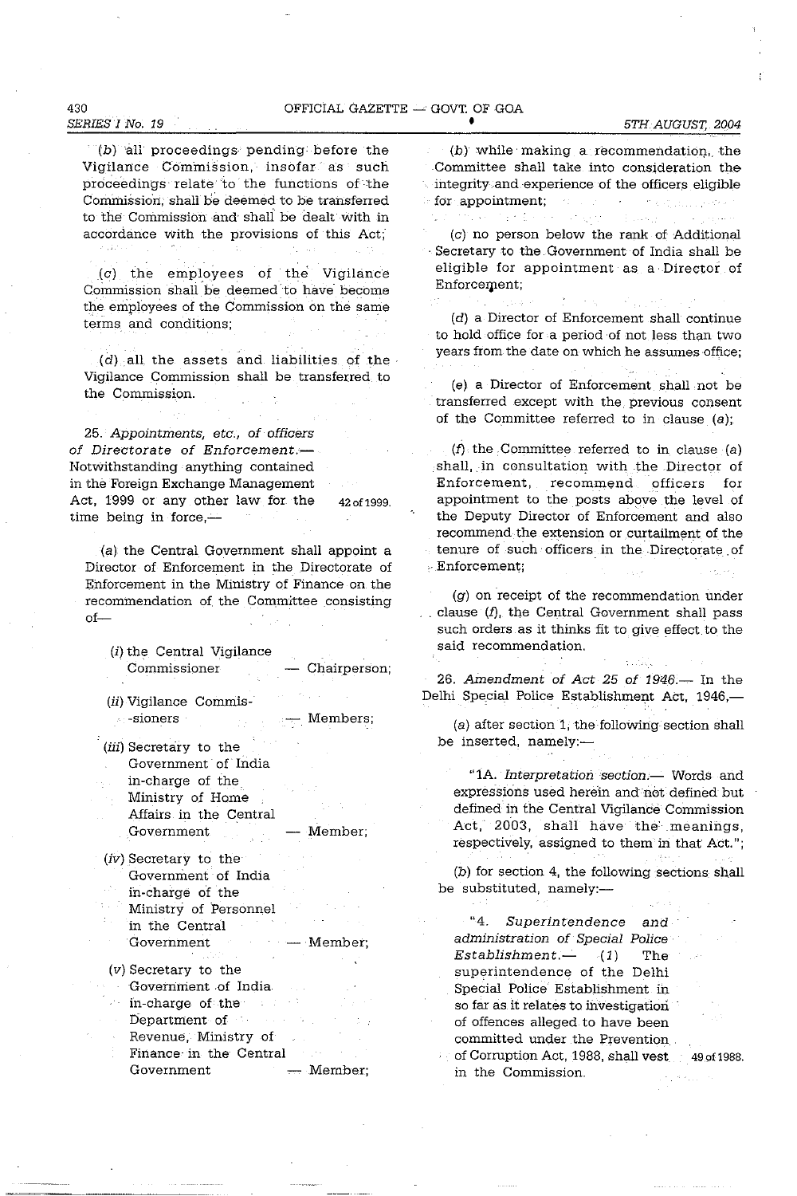(b) all proceedings pending before the Vigilance Commission, insofar as such proceedings relate to the functions of the Commission, shall be deemed to be transferred to the Commission and shall be dealt with in accordance with the provisions of this Act;

(c) the employees of the Vigilance Commission shall be deemed to have become the employees of the Commission on the same terms and conditions;

(d) all the assets and liabilities of the Vigilance Commission shall be transferred to the Commission.

25. *Appointments, etc., of officers of Directorate of Enforcement.*— Notwithstanding anything contained in the Foreign Exchange Management Act, 1999 or any other law for the time being in force,— 42 of 1999.

(a) the Central Government shall appoint a Director of Enforcement in the Directorate of Enforcement in the Ministry of Finance on the recommendation of the Committee consisting of—

(i) the Central Vigilance Commissioner — Chairperson;

(ii) Vigilance Commissioners — Members;

(iii) Secretary to the Government of India in-charge of the Ministry of Home Affairs in the Central Government — Member;

(iv) Secretary to the Government of India in-charge of the Ministry of Personnel in the Central Government — Member;

(v) Secretary to the Government of India in-charge of the Department of Revenue, Ministry of Finance in the Central Government — Member;

(b) while making a recommendation, the Committee shall take into consideration the integrity and experience of the officers eligible for appointment;

(c) no person below the rank of Additional Secretary to the Government of India shall be eligible for appointment as a Director of Enforcement;

(d) a Director of Enforcement shall continue to hold office for a period of not less than two years from the date on which he assumes office;

(e) a Director of Enforcement shall not be transferred except with the previous consent of the Committee referred to in clause (a);

(f) the Committee referred to in clause (a) shall, in consultation with the Director of Enforcement, recommend officers for appointment to the posts above the level of the Deputy Director of Enforcement and also recommend the extension or curtailment of the tenure of such officers in the Directorate of Enforcement;

(g) on receipt of the recommendation under clause (f), the Central Government shall pass such orders as it thinks fit to give effect to the said recommendation.

26. *Amendment of Act 25 of 1946.*— In the Delhi Special Police Establishment Act, 1946,—

(a) after section 1, the following section shall be inserted, namely:—

"1A. *Interpretation section.*— Words and expressions used herein and not defined but defined in the Central Vigilance Commission Act, 2003, shall have the meanings, respectively, assigned to them in that Act.";

(b) for section 4, the following sections shall be substituted, namely:—

"4. *Superintendence and administration of Special Police Establishment.*— (1) The superintendence of the Delhi Special Police Establishment in so far as it relates to investigation of offences alleged to have been committed under the Prevention of Corruption Act, 1988, shall vest in the Commission. 49 of 1988.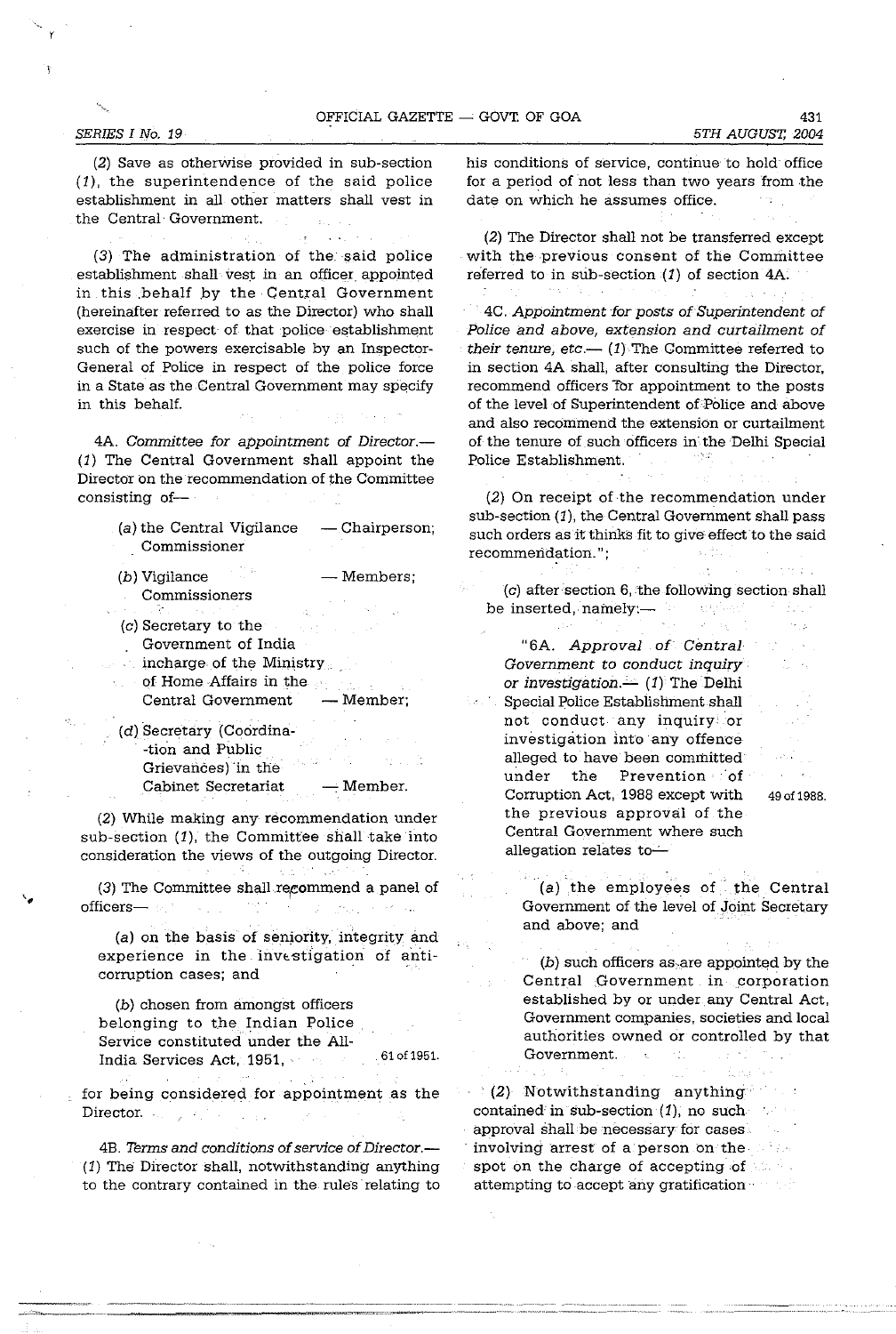(2) Save as otherwise provided in sub-section (1), the superintendence of the said police establishment in all other matters shall vest in the Central Government.

(3) The administration of the said police establishment shall vest in an officer appointed in this behalf by the Central Government (hereinafter referred to as the Director) who shall exercise in respect of that police establishment such of the powers exercisable by an Inspector-General of Police in respect of the police force in a State as the Central Government may specify in this behalf.

4A. *Committee for appointment of Director.*— (1) The Central Government shall appoint the Director on the recommendation of the Committee consisting of—

(a) the Central Vigilance Commissioner — Chairperson;

(b) Vigilance Commissioners — Members;

(c) Secretary to the Government of India incharge of the Ministry of Home Affairs in the Central Government — Member;

(d) Secretary (Coordination and Public Grievances) in the Cabinet Secretariat — Member.

(2) While making any recommendation under sub-section (1), the Committee shall take into consideration the views of the outgoing Director.

(3) The Committee shall recommend a panel of officers—

(a) on the basis of seniority, integrity and experience in the investigation of anti-corruption cases; and

(b) chosen from amongst officers belonging to the Indian Police Service constituted under the All-India Services Act, 1951, (61 of 1951.)

for being considered for appointment as the Director.

4B. *Terms and conditions of service of Director.*— (1) The Director shall, notwithstanding anything to the contrary contained in the rules relating to his conditions of service, continue to hold office for a period of not less than two years from the date on which he assumes office.

(2) The Director shall not be transferred except with the previous consent of the Committee referred to in sub-section (1) of section 4A.

4C. *Appointment for posts of Superintendent of Police and above, extension and curtailment of their tenure, etc.*— (1) The Committee referred to in section 4A shall, after consulting the Director, recommend officers for appointment to the posts of the level of Superintendent of Police and above and also recommend the extension or curtailment of the tenure of such officers in the Delhi Special Police Establishment.

(2) On receipt of the recommendation under sub-section (1), the Central Government shall pass such orders as it thinks fit to give effect to the said recommendation.";

(c) after section 6, the following section shall be inserted, namely:—

"6A. *Approval of Central Government to conduct inquiry or investigation.*— (1) The Delhi Special Police Establishment shall not conduct any inquiry or investigation into any offence alleged to have been committed under the Prevention of Corruption Act, 1988 (49 of 1988.) except with the previous approval of the Central Government where such allegation relates to—

(a) the employees of the Central Government of the level of Joint Secretary and above; and

(b) such officers as are appointed by the Central Government in corporation established by or under any Central Act, Government companies, societies and local authorities owned or controlled by that Government.

(2) Notwithstanding anything contained in sub-section (1), no such approval shall be necessary for cases involving arrest of a person on the spot on the charge of accepting of attempting to accept any gratification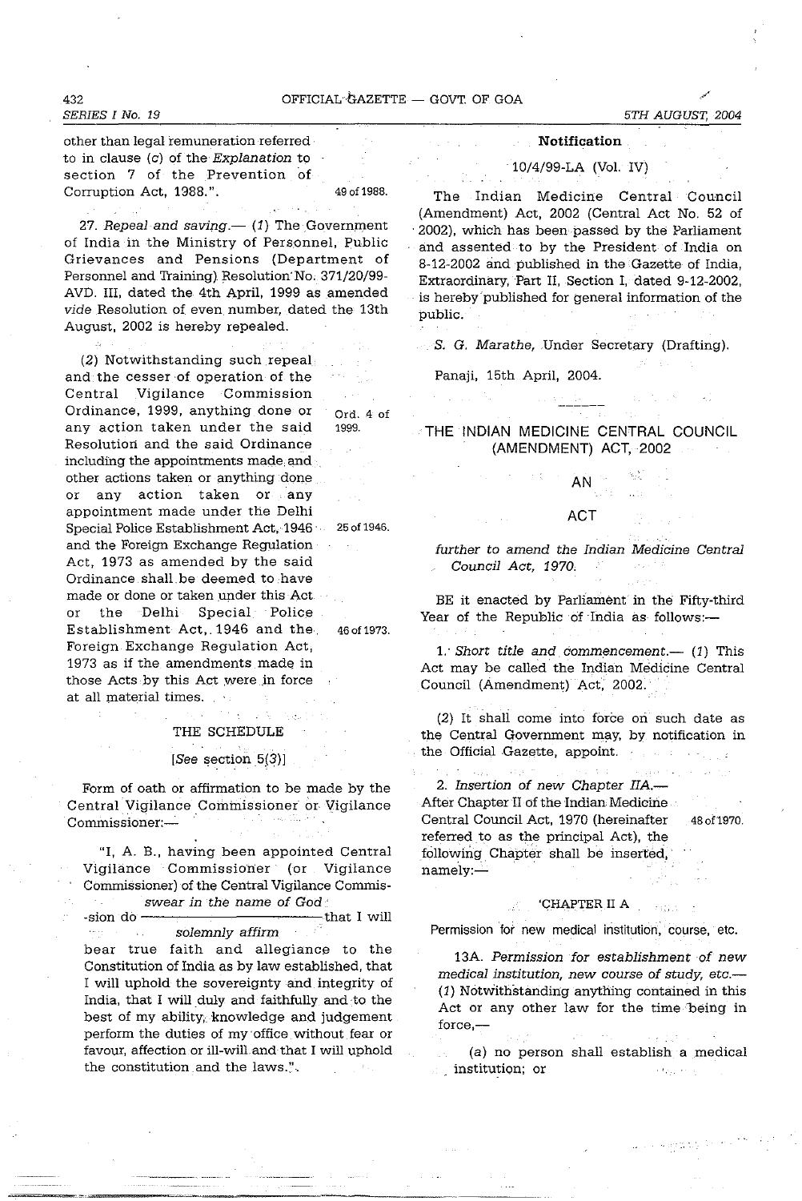other than legal remuneration referred to in clause (c) of the *Explanation* to section 7 of the Prevention of Corruption Act, 1988.". 49 of 1988.

27. *Repeal and saving.*— (1) The Government of India in the Ministry of Personnel, Public Grievances and Pensions (Department of Personnel and Training) Resolution No. 371/20/99-AVD. III, dated the 4th April, 1999 as amended *vide* Resolution of even number, dated the 13th August, 2002 is hereby repealed.

(2) Notwithstanding such repeal and the cesser of operation of the Central Vigilance Commission Ordinance, 1999, anything done or any action taken under the said Resolution and the said Ordinance including the appointments made and other actions taken or anything done or any action taken or any appointment made under the Delhi Special Police Establishment Act, 1946 and the Foreign Exchange Regulation Act, 1973 as amended by the said Ordinance shall be deemed to have made or done or taken under this Act or the Delhi Special Police Establishment Act, 1946 and the Foreign Exchange Regulation Act, 1973 as if the amendments made in those Acts by this Act were in force at all material times. Ord. 4 of 1999. 25 of 1946. 46 of 1973.

THE SCHEDULE

[*See* section 5(3)]

Form of oath or affirmation to be made by the Central Vigilance Commissioner or Vigilance Commissioner:—

"I, A. B., having been appointed Central Vigilance Commissioner (or Vigilance Commissioner) of the Central Vigilance Commission do *swear in the name of God* / *solemnly affirm* that I will bear true faith and allegiance to the Constitution of India as by law established, that I will uphold the sovereignty and integrity of India, that I will duly and faithfully and to the best of my ability, knowledge and judgement perform the duties of my office without fear or favour, affection or ill-will and that I will uphold the constitution and the laws.".

## Notification

10/4/99-LA (Vol. IV)

The Indian Medicine Central Council (Amendment) Act, 2002 (Central Act No. 52 of 2002), which has been passed by the Parliament and assented to by the President of India on 8-12-2002 and published in the Gazette of India, Extraordinary, Part II, Section I, dated 9-12-2002, is hereby published for general information of the public.

*S. G. Marathe*, Under Secretary (Drafting).

Panaji, 15th April, 2004.

---

## THE INDIAN MEDICINE CENTRAL COUNCIL (AMENDMENT) ACT, 2002

AN

ACT

*further to amend the Indian Medicine Central Council Act, 1970.*

BE it enacted by Parliament in the Fifty-third Year of the Republic of India as follows:—

1. *Short title and commencement.*— (1) This Act may be called the Indian Medicine Central Council (Amendment) Act, 2002.

(2) It shall come into force on such date as the Central Government may, by notification in the Official Gazette, appoint.

2. *Insertion of new Chapter IIA.*— After Chapter II of the Indian Medicine Central Council Act, 1970 (hereinafter referred to as the principal Act), the following Chapter shall be inserted, namely:— 48 of 1970.

'CHAPTER II A

Permission for new medical institution, course, etc.

13A. *Permission for establishment of new medical institution, new course of study, etc.*— (1) Notwithstanding anything contained in this Act or any other law for the time being in force,—

(a) no person shall establish a medical institution; or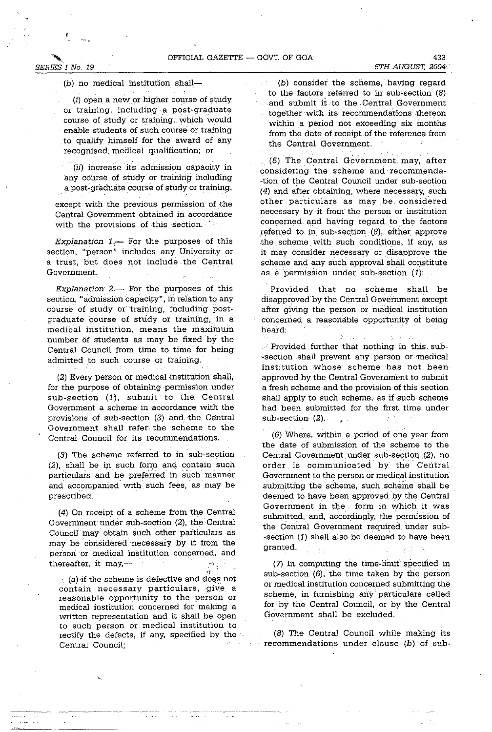(b) no medical institution shall—

(i) open a new or higher course of study or training, including a post-graduate course of study or training, which would enable students of such course or training to qualify himself for the award of any recognised medical qualification; or

(ii) increase its admission capacity in any course of study or training including a post-graduate course of study or training,

except with the previous permission of the Central Government obtained in accordance with the provisions of this section.

*Explanation 1.*— For the purposes of this section, "person" includes any University or a trust, but does not include the Central Government.

*Explanation 2.*— For the purposes of this section, "admission capacity", in relation to any course of study or training, including post-graduate course of study or training, in a medical institution, means the maximum number of students as may be fixed by the Central Council from time to time for being admitted to such course or training.

(2) Every person or medical institution shall, for the purpose of obtaining permission under sub-section (1), submit to the Central Government a scheme in accordance with the provisions of sub-section (3) and the Central Government shall refer the scheme to the Central Council for its recommendations.

(3) The scheme referred to in sub-section (2), shall be in such form and contain such particulars and be preferred in such manner and accompanied with such fees, as may be prescribed.

(4) On receipt of a scheme from the Central Government under sub-section (2), the Central Council may obtain such other particulars as may be considered necessary by it from the person or medical institution concerned, and thereafter, it may,—

(a) if the scheme is defective and does not contain necessary particulars, give a reasonable opportunity to the person or medical institution concerned for making a written representation and it shall be open to such person or medical institution to rectify the defects, if any, specified by the Central Council;

(b) consider the scheme, having regard to the factors referred to in sub-section (8) and submit it to the Central Government together with its recommendations thereon within a period not exceeding six months from the date of receipt of the reference from the Central Government.

(5) The Central Government may, after considering the scheme and recommendation of the Central Council under sub-section (4) and after obtaining, where necessary, such other particulars as may be considered necessary by it from the person or institution concerned and having regard to the factors referred to in sub-section (8), either approve the scheme with such conditions, if any, as it may consider necessary or disapprove the scheme and any such approval shall constitute as a permission under sub-section (1):

Provided that no scheme shall be disapproved by the Central Government except after giving the person or medical institution concerned a reasonable opportunity of being heard:

Provided further that nothing in this sub-section shall prevent any person or medical institution whose scheme has not been approved by the Central Government to submit a fresh scheme and the provision of this section shall apply to such scheme, as if such scheme had been submitted for the first time under sub-section (2).

(6) Where, within a period of one year from the date of submission of the scheme to the Central Government under sub-section (2), no order is communicated by the Central Government to the person or medical institution submitting the scheme, such scheme shall be deemed to have been approved by the Central Government in the form in which it was submitted, and, accordingly, the permission of the Central Government required under sub-section (1) shall also be deemed to have been granted.

(7) In computing the time-limit specified in sub-section (6), the time taken by the person or medical institution concerned submitting the scheme, in furnishing any particulars called for by the Central Council, or by the Central Government shall be excluded.

(8) The Central Council while making its recommendations under clause (b) of sub-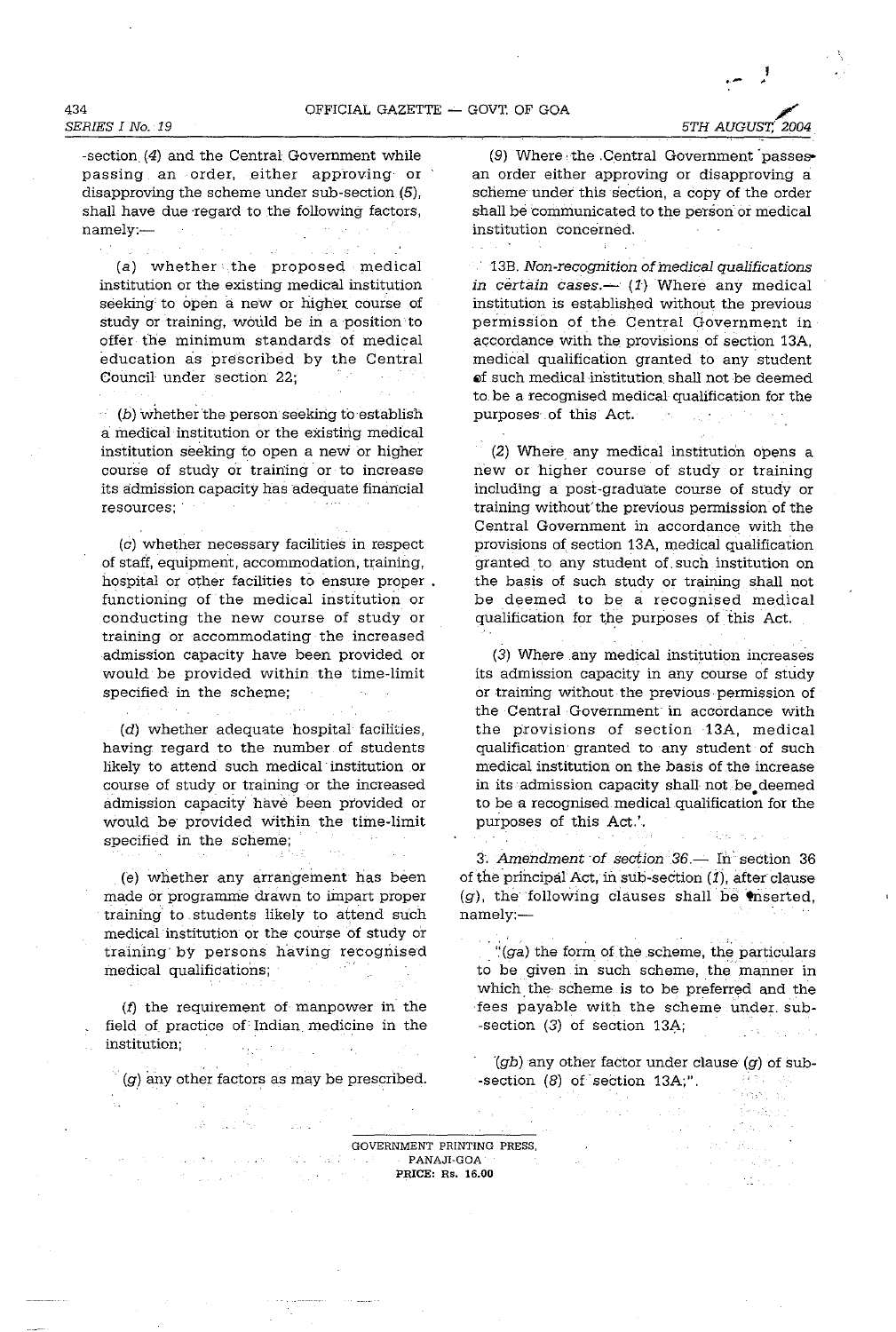-section (4) and the Central Government while passing an order, either approving or disapproving the scheme under sub-section (5), shall have due regard to the following factors, namely:—

(a) whether the proposed medical institution or the existing medical institution seeking to open a new or higher course of study or training, would be in a position to offer the minimum standards of medical education as prescribed by the Central Council under section 22;

(b) whether the person seeking to establish a medical institution or the existing medical institution seeking to open a new or higher course of study or training or to increase its admission capacity has adequate financial resources;

(c) whether necessary facilities in respect of staff, equipment, accommodation, training, hospital or other facilities to ensure proper functioning of the medical institution or conducting the new course of study or training or accommodating the increased admission capacity have been provided or would be provided within the time-limit specified in the scheme;

(d) whether adequate hospital facilities, having regard to the number of students likely to attend such medical institution or course of study or training or the increased admission capacity have been provided or would be provided within the time-limit specified in the scheme;

(e) whether any arrangement has been made or programme drawn to impart proper training to students likely to attend such medical institution or the course of study or training by persons having recognised medical qualifications;

(f) the requirement of manpower in the field of practice of Indian medicine in the institution;

(g) any other factors as may be prescribed.

(9) Where the Central Government passes an order either approving or disapproving a scheme under this section, a copy of the order shall be communicated to the person or medical institution concerned.

13B. *Non-recognition of medical qualifications in certain cases.*— (1) Where any medical institution is established without the previous permission of the Central Government in accordance with the provisions of section 13A, medical qualification granted to any student of such medical institution shall not be deemed to be a recognised medical qualification for the purposes of this Act.

(2) Where any medical institution opens a new or higher course of study or training including a post-graduate course of study or training without the previous permission of the Central Government in accordance with the provisions of section 13A, medical qualification granted to any student of such institution on the basis of such study or training shall not be deemed to be a recognised medical qualification for the purposes of this Act.

(3) Where any medical institution increases its admission capacity in any course of study or training without the previous permission of the Central Government in accordance with the provisions of section 13A, medical qualification granted to any student of such medical institution on the basis of the increase in its admission capacity shall not be deemed to be a recognised medical qualification for the purposes of this Act.'.

3. *Amendment of section 36.*— In section 36 of the principal Act, in sub-section (1), after clause (g), the following clauses shall be inserted, namely:—

"(ga) the form of the scheme, the particulars to be given in such scheme, the manner in which the scheme is to be preferred and the fees payable with the scheme under sub-section (3) of section 13A;

(gb) any other factor under clause (g) of sub-section (8) of section 13A;".

GOVERNMENT PRINTING PRESS,
PANAJI-GOA
**PRICE: Rs. 16.00**